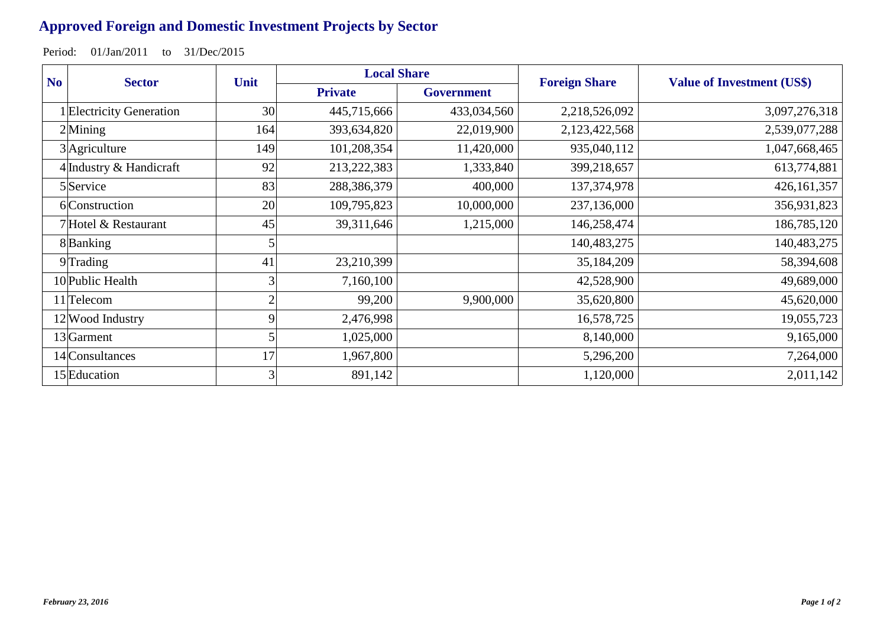# Approved Foreign and Domestic Investment Projects by Sector

Period: 01/Jan/2011 to 31/Dec/2015

| No | Sector | Unit | Local Share | | Foreign Share | Value of Investment (US$) |
|---|---|---|---|---|---|---|
| | | | Private | Government | | |
| 1 | Electricity Generation | 30 | 445,715,666 | 433,034,560 | 2,218,526,092 | 3,097,276,318 |
| 2 | Mining | 164 | 393,634,820 | 22,019,900 | 2,123,422,568 | 2,539,077,288 |
| 3 | Agriculture | 149 | 101,208,354 | 11,420,000 | 935,040,112 | 1,047,668,465 |
| 4 | Industry & Handicraft | 92 | 213,222,383 | 1,333,840 | 399,218,657 | 613,774,881 |
| 5 | Service | 83 | 288,386,379 | 400,000 | 137,374,978 | 426,161,357 |
| 6 | Construction | 20 | 109,795,823 | 10,000,000 | 237,136,000 | 356,931,823 |
| 7 | Hotel & Restaurant | 45 | 39,311,646 | 1,215,000 | 146,258,474 | 186,785,120 |
| 8 | Banking | 5 | | | 140,483,275 | 140,483,275 |
| 9 | Trading | 41 | 23,210,399 | | 35,184,209 | 58,394,608 |
| 10 | Public Health | 3 | 7,160,100 | | 42,528,900 | 49,689,000 |
| 11 | Telecom | 2 | 99,200 | 9,900,000 | 35,620,800 | 45,620,000 |
| 12 | Wood Industry | 9 | 2,476,998 | | 16,578,725 | 19,055,723 |
| 13 | Garment | 5 | 1,025,000 | | 8,140,000 | 9,165,000 |
| 14 | Consultances | 17 | 1,967,800 | | 5,296,200 | 7,264,000 |
| 15 | Education | 3 | 891,142 | | 1,120,000 | 2,011,142 |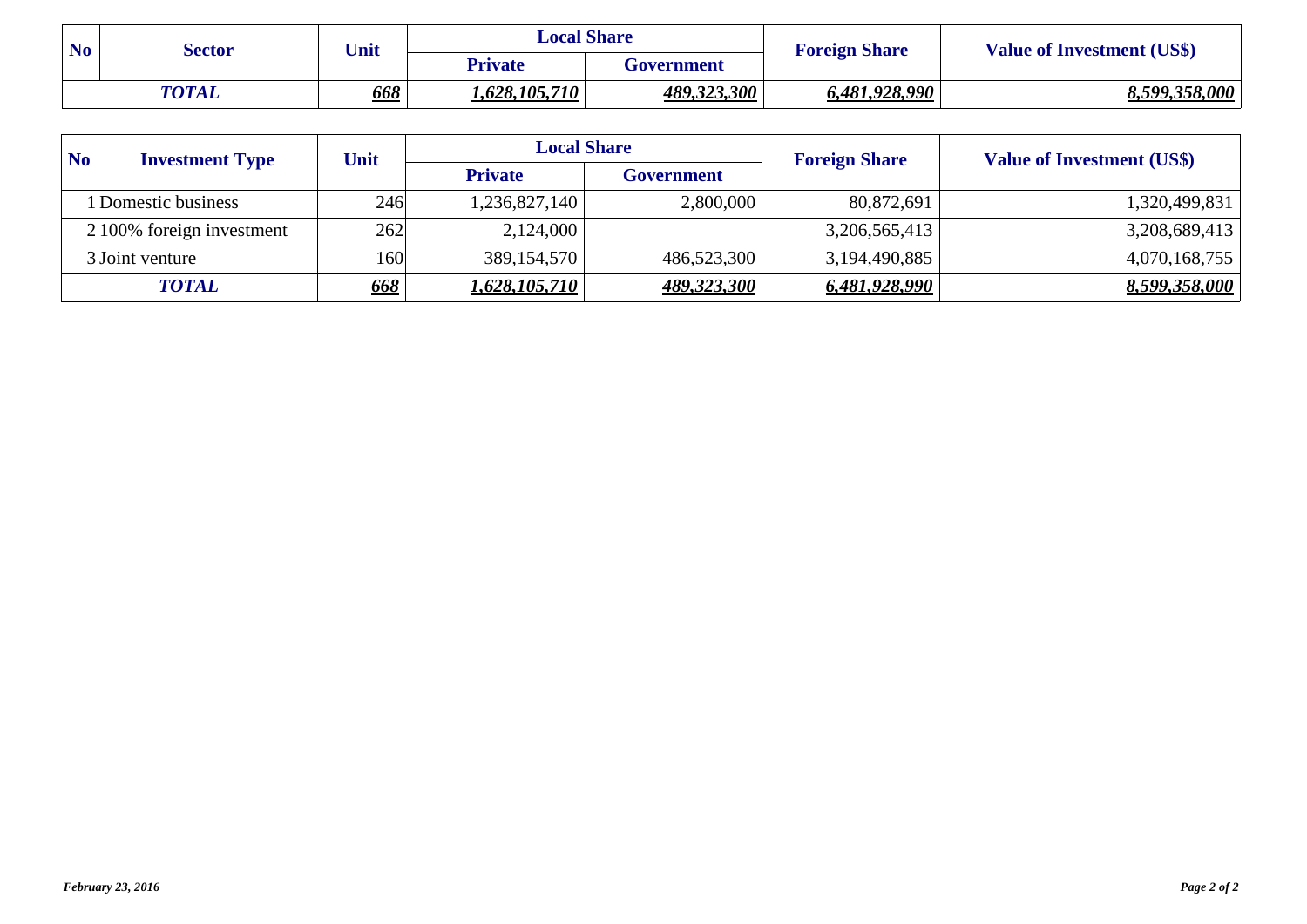| No | Sector | Unit | Local Share | | Foreign Share | Value of Investment (US$) |
|---|---|---|---|---|---|---|
| | | | Private | Government | | |
| ***TOTAL*** | | ***668*** | ***1,628,105,710*** | ***489,323,300*** | ***6,481,928,990*** | ***8,599,358,000*** |

| No | Investment Type | Unit | Local Share | | Foreign Share | Value of Investment (US$) |
|---|---|---|---|---|---|---|
| | | | Private | Government | | |
| 1 | Domestic business | 246 | 1,236,827,140 | 2,800,000 | 80,872,691 | 1,320,499,831 |
| 2 | 100% foreign investment | 262 | 2,124,000 | | 3,206,565,413 | 3,208,689,413 |
| 3 | Joint venture | 160 | 389,154,570 | 486,523,300 | 3,194,490,885 | 4,070,168,755 |
| ***TOTAL*** | | ***668*** | ***1,628,105,710*** | ***489,323,300*** | ***6,481,928,990*** | ***8,599,358,000*** |

*February 23, 2016*